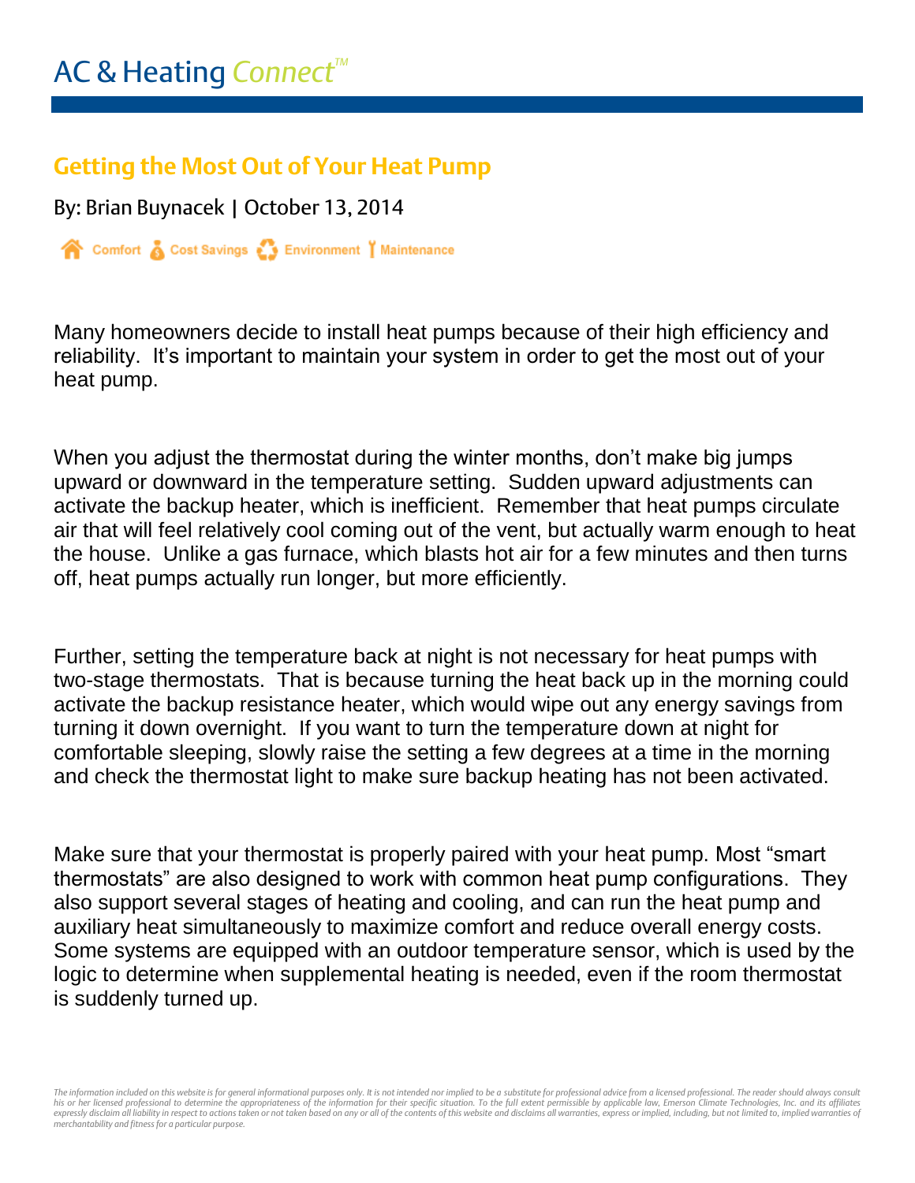# AC & Heating Connect™

## Getting the Most Out of Your Heat Pump

By: Brian Buynacek | October 13, 2014

Comfort Cost Savings Environment Maintenance

Many homeowners decide to install heat pumps because of their high efficiency and reliability. It's important to maintain your system in order to get the most out of your heat pump.

When you adjust the thermostat during the winter months, don't make big jumps upward or downward in the temperature setting. Sudden upward adjustments can activate the backup heater, which is inefficient. Remember that heat pumps circulate air that will feel relatively cool coming out of the vent, but actually warm enough to heat the house. Unlike a gas furnace, which blasts hot air for a few minutes and then turns off, heat pumps actually run longer, but more efficiently.

Further, setting the temperature back at night is not necessary for heat pumps with two-stage thermostats. That is because turning the heat back up in the morning could activate the backup resistance heater, which would wipe out any energy savings from turning it down overnight. If you want to turn the temperature down at night for comfortable sleeping, slowly raise the setting a few degrees at a time in the morning and check the thermostat light to make sure backup heating has not been activated.

Make sure that your thermostat is properly paired with your heat pump. Most "smart thermostats" are also designed to work with common heat pump configurations. They also support several stages of heating and cooling, and can run the heat pump and auxiliary heat simultaneously to maximize comfort and reduce overall energy costs. Some systems are equipped with an outdoor temperature sensor, which is used by the logic to determine when supplemental heating is needed, even if the room thermostat is suddenly turned up.

*The information included on this website is for general informational purposes only. It is not intended nor implied to be a substitute for professional advice from a licensed professional. The reader should always consult his or her licensed professional to determine the appropriateness of the information for their specific situation. To the full extent permissible by applicable law, Emerson Climate Technologies, Inc. and its affiliates expressly disclaim all liability in respect to actions taken or not taken based on any or all of the contents of this website and disclaims all warranties, express or implied, including, but not limited to, implied warranties of merchantability and fitness for a particular purpose.*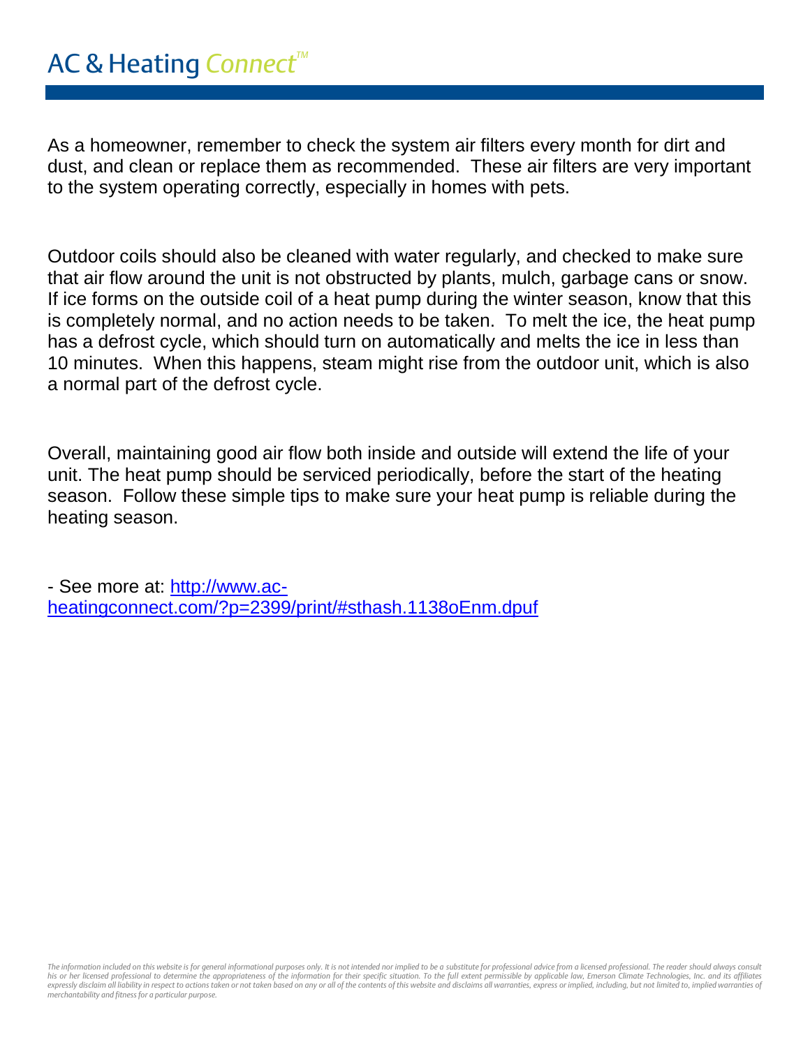As a homeowner, remember to check the system air filters every month for dirt and dust, and clean or replace them as recommended. These air filters are very important to the system operating correctly, especially in homes with pets.

Outdoor coils should also be cleaned with water regularly, and checked to make sure that air flow around the unit is not obstructed by plants, mulch, garbage cans or snow. If ice forms on the outside coil of a heat pump during the winter season, know that this is completely normal, and no action needs to be taken. To melt the ice, the heat pump has a defrost cycle, which should turn on automatically and melts the ice in less than 10 minutes. When this happens, steam might rise from the outdoor unit, which is also a normal part of the defrost cycle.

Overall, maintaining good air flow both inside and outside will extend the life of your unit. The heat pump should be serviced periodically, before the start of the heating season. Follow these simple tips to make sure your heat pump is reliable during the heating season.

- See more at: [http://www.ac-heatingconnect.com/?p=2399/print/#sthash.1138oEnm.dpuf](http://www.ac-heatingconnect.com/?p=2399/print/#sthash.1138oEnm.dpuf)

*The information included on this website is for general informational purposes only. It is not intended nor implied to be a substitute for professional advice from a licensed professional. The reader should always consult his or her licensed professional to determine the appropriateness of the information for their specific situation. To the full extent permissible by applicable law, Emerson Climate Technologies, Inc. and its affiliates expressly disclaim all liability in respect to actions taken or not taken based on any or all of the contents of this website and disclaims all warranties, express or implied, including, but not limited to, implied warranties of merchantability and fitness for a particular purpose.*